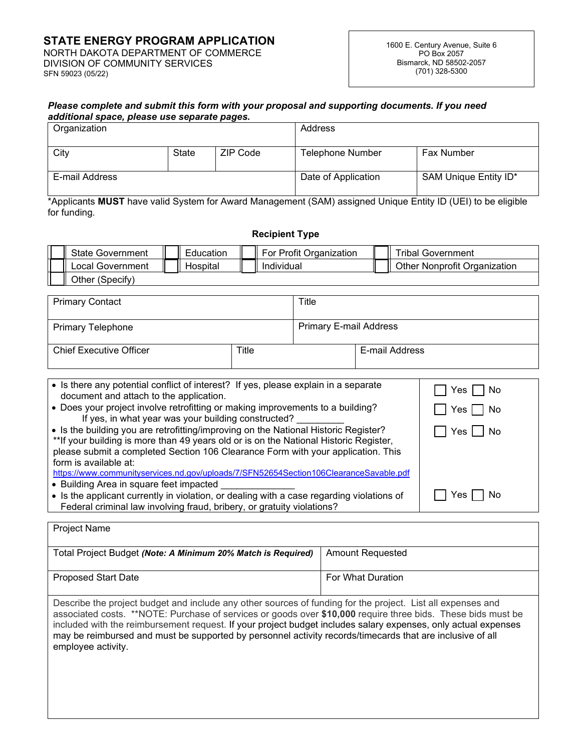# STATE ENERGY PROGRAM APPLICATION

NORTH DAKOTA DEPARTMENT OF COMMERCE
DIVISION OF COMMUNITY SERVICES
SFN 59023 (05/22)

1600 E. Century Avenue, Suite 6
PO Box 2057
Bismarck, ND 58502-2057
(701) 328-5300

***Please complete and submit this form with your proposal and supporting documents. If you need additional space, please use separate pages.***

| | | | | |
|---|---|---|---|---|
| Organization | | | Address | |
| City | State | ZIP Code | Telephone Number | Fax Number |
| E-mail Address | | | Date of Application | SAM Unique Entity ID* |

*Applicants **MUST** have valid System for Award Management (SAM) assigned Unique Entity ID (UEI) to be eligible for funding.

**Recipient Type**

| | | | |
|---|---|---|---|
| ☐ State Government | ☐ Education | ☐ For Profit Organization | ☐ Tribal Government |
| ☐ Local Government | ☐ Hospital | ☐ Individual | ☐ Other Nonprofit Organization |
| ☐ Other (Specify) | | | |

| | | |
|---|---|---|
| Primary Contact | Title | |
| Primary Telephone | Primary E-mail Address | |
| Chief Executive Officer | Title | E-mail Address |

| | |
|---|---|
| • Is there any potential conflict of interest? If yes, please explain in a separate document and attach to the application. | ☐ Yes ☐ No |
| • Does your project involve retrofitting or making improvements to a building? If yes, in what year was your building constructed? _________ | ☐ Yes ☐ No |
| • Is the building you are retrofitting/improving on the National Historic Register? **If your building is more than 49 years old or is on the National Historic Register, please submit a completed Section 106 Clearance Form with your application. This form is available at: https://www.communityservices.nd.gov/uploads/7/SFN52654Section106ClearanceSavable.pdf | ☐ Yes ☐ No |
| • Building Area in square feet impacted ______________ | |
| • Is the applicant currently in violation, or dealing with a case regarding violations of Federal criminal law involving fraud, bribery, or gratuity violations? | ☐ Yes ☐ No |

| | |
|---|---|
| Project Name | |
| Total Project Budget ***(Note: A Minimum 20% Match is Required)*** | Amount Requested |
| Proposed Start Date | For What Duration |

Describe the project budget and include any other sources of funding for the project. List all expenses and associated costs. **NOTE: Purchase of services or goods over **$10,000** require three bids. These bids must be included with the reimbursement request. If your project budget includes salary expenses, only actual expenses may be reimbursed and must be supported by personnel activity records/timecards that are inclusive of all employee activity.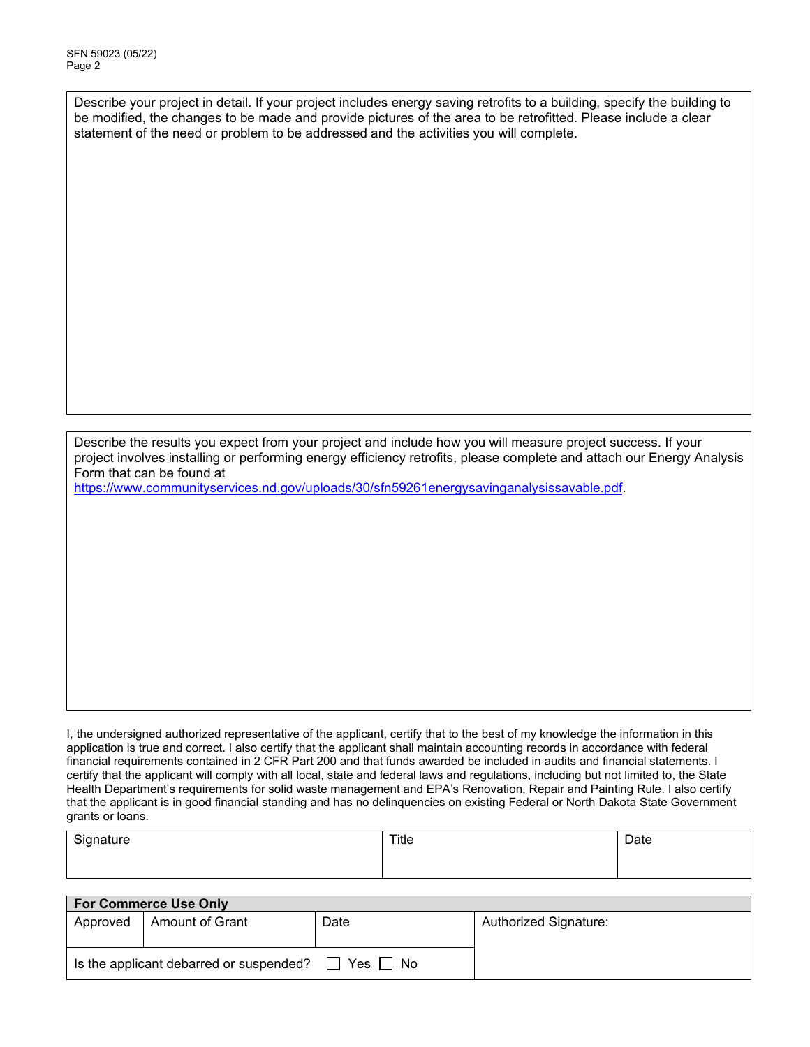Describe your project in detail. If your project includes energy saving retrofits to a building, specify the building to be modified, the changes to be made and provide pictures of the area to be retrofitted. Please include a clear statement of the need or problem to be addressed and the activities you will complete.

Describe the results you expect from your project and include how you will measure project success. If your project involves installing or performing energy efficiency retrofits, please complete and attach our Energy Analysis Form that can be found at https://www.communityservices.nd.gov/uploads/30/sfn59261energysavinganalysissavable.pdf.

I, the undersigned authorized representative of the applicant, certify that to the best of my knowledge the information in this application is true and correct. I also certify that the applicant shall maintain accounting records in accordance with federal financial requirements contained in 2 CFR Part 200 and that funds awarded be included in audits and financial statements. I certify that the applicant will comply with all local, state and federal laws and regulations, including but not limited to, the State Health Department's requirements for solid waste management and EPA's Renovation, Repair and Painting Rule. I also certify that the applicant is in good financial standing and has no delinquencies on existing Federal or North Dakota State Government grants or loans.

| Signature | Title | Date |
|---|---|---|
| | | |

| For Commerce Use Only | | | |
|---|---|---|---|
| Approved | Amount of Grant | Date | Authorized Signature: |
| Is the applicant debarred or suspended? ☐ Yes ☐ No | | | |